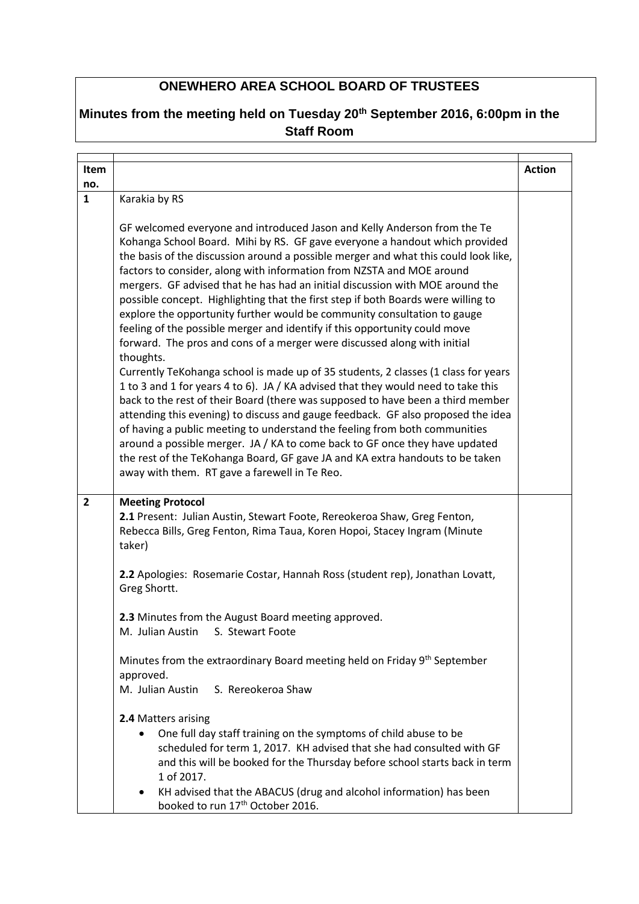# ONEWHERO AREA SCHOOL BOARD OF TRUSTEES

## Minutes from the meeting held on Tuesday 20th September 2016, 6:00pm in the Staff Room

| Item no. | | Action |
|---|---|---|
| 1 | Karakia by RS<br><br>GF welcomed everyone and introduced Jason and Kelly Anderson from the Te Kohanga School Board. Mihi by RS. GF gave everyone a handout which provided the basis of the discussion around a possible merger and what this could look like, factors to consider, along with information from NZSTA and MOE around mergers. GF advised that he has had an initial discussion with MOE around the possible concept. Highlighting that the first step if both Boards were willing to explore the opportunity further would be community consultation to gauge feeling of the possible merger and identify if this opportunity could move forward. The pros and cons of a merger were discussed along with initial thoughts.<br>Currently TeKohanga school is made up of 35 students, 2 classes (1 class for years 1 to 3 and 1 for years 4 to 6). JA / KA advised that they would need to take this back to the rest of their Board (there was supposed to have been a third member attending this evening) to discuss and gauge feedback. GF also proposed the idea of having a public meeting to understand the feeling from both communities around a possible merger. JA / KA to come back to GF once they have updated the rest of the TeKohanga Board, GF gave JA and KA extra handouts to be taken away with them. RT gave a farewell in Te Reo. | |
| 2 | **Meeting Protocol**<br>**2.1** Present: Julian Austin, Stewart Foote, Rereokeroa Shaw, Greg Fenton, Rebecca Bills, Greg Fenton, Rima Taua, Koren Hopoi, Stacey Ingram (Minute taker)<br><br>**2.2** Apologies: Rosemarie Costar, Hannah Ross (student rep), Jonathan Lovatt, Greg Shortt.<br><br>**2.3** Minutes from the August Board meeting approved.<br>M. Julian Austin S. Stewart Foote<br><br>Minutes from the extraordinary Board meeting held on Friday 9th September approved.<br>M. Julian Austin S. Rereokeroa Shaw<br><br>**2.4** Matters arising<br>• One full day staff training on the symptoms of child abuse to be scheduled for term 1, 2017. KH advised that she had consulted with GF and this will be booked for the Thursday before school starts back in term 1 of 2017.<br>• KH advised that the ABACUS (drug and alcohol information) has been booked to run 17th October 2016. | |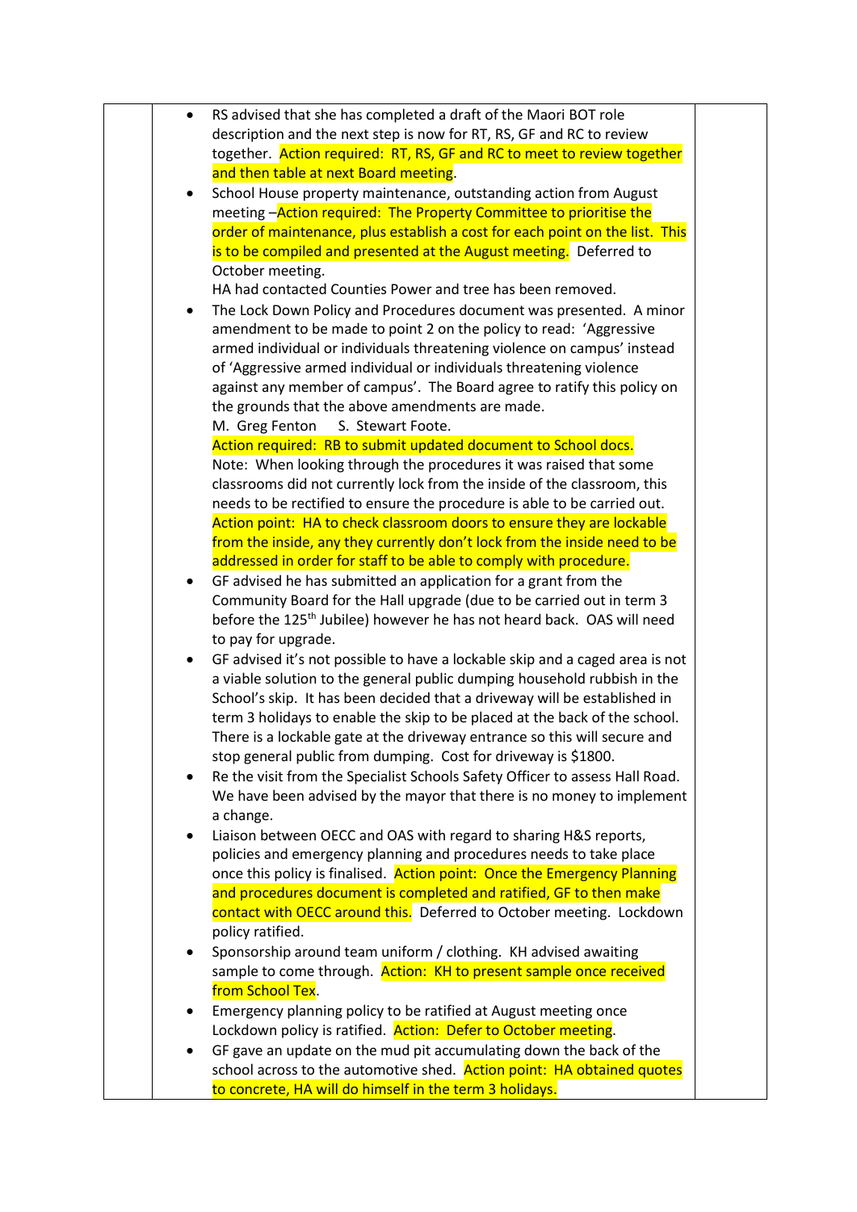| | | |
|---|---|---|
| | <ul><li>RS advised that she has completed a draft of the Maori BOT role description and the next step is now for RT, RS, GF and RC to review together. Action required: RT, RS, GF and RC to meet to review together and then table at next Board meeting.</li><li>School House property maintenance, outstanding action from August meeting –Action required: The Property Committee to prioritise the order of maintenance, plus establish a cost for each point on the list. This is to be compiled and presented at the August meeting. Deferred to October meeting.<br>HA had contacted Counties Power and tree has been removed.</li><li>The Lock Down Policy and Procedures document was presented. A minor amendment to be made to point 2 on the policy to read: 'Aggressive armed individual or individuals threatening violence on campus' instead of 'Aggressive armed individual or individuals threatening violence against any member of campus'. The Board agree to ratify this policy on the grounds that the above amendments are made.<br>M. Greg Fenton S. Stewart Foote.<br>Action required: RB to submit updated document to School docs.<br>Note: When looking through the procedures it was raised that some classrooms did not currently lock from the inside of the classroom, this needs to be rectified to ensure the procedure is able to be carried out.<br>Action point: HA to check classroom doors to ensure they are lockable from the inside, any they currently don't lock from the inside need to be addressed in order for staff to be able to comply with procedure.</li><li>GF advised he has submitted an application for a grant from the Community Board for the Hall upgrade (due to be carried out in term 3 before the 125th Jubilee) however he has not heard back. OAS will need to pay for upgrade.</li><li>GF advised it's not possible to have a lockable skip and a caged area is not a viable solution to the general public dumping household rubbish in the School's skip. It has been decided that a driveway will be established in term 3 holidays to enable the skip to be placed at the back of the school. There is a lockable gate at the driveway entrance so this will secure and stop general public from dumping. Cost for driveway is $1800.</li><li>Re the visit from the Specialist Schools Safety Officer to assess Hall Road. We have been advised by the mayor that there is no money to implement a change.</li><li>Liaison between OECC and OAS with regard to sharing H&S reports, policies and emergency planning and procedures needs to take place once this policy is finalised. Action point: Once the Emergency Planning and procedures document is completed and ratified, GF to then make contact with OECC around this. Deferred to October meeting. Lockdown policy ratified.</li><li>Sponsorship around team uniform / clothing. KH advised awaiting sample to come through. Action: KH to present sample once received from School Tex.</li><li>Emergency planning policy to be ratified at August meeting once Lockdown policy is ratified. Action: Defer to October meeting.</li><li>GF gave an update on the mud pit accumulating down the back of the school across to the automotive shed. Action point: HA obtained quotes to concrete, HA will do himself in the term 3 holidays.</li></ul> | |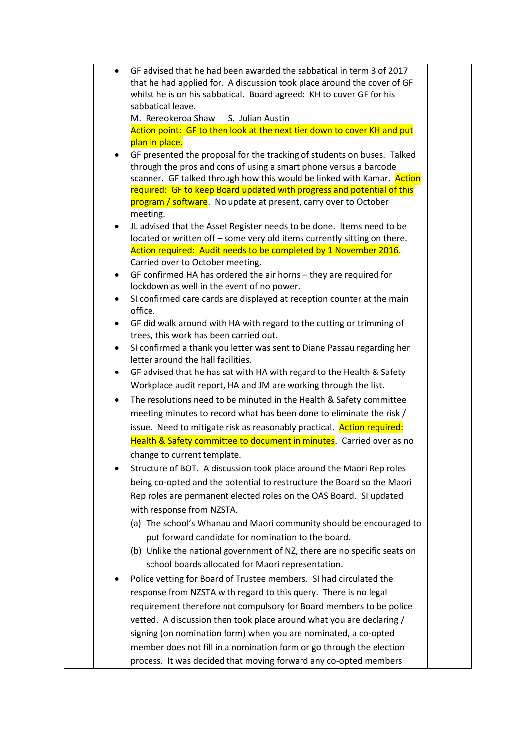- GF advised that he had been awarded the sabbatical in term 3 of 2017 that he had applied for. A discussion took place around the cover of GF whilst he is on his sabbatical. Board agreed: KH to cover GF for his sabbatical leave.
  M. Rereokeroa Shaw S. Julian Austin
  Action point: GF to then look at the next tier down to cover KH and put plan in place.
- GF presented the proposal for the tracking of students on buses. Talked through the pros and cons of using a smart phone versus a barcode scanner. GF talked through how this would be linked with Kamar. Action required: GF to keep Board updated with progress and potential of this program / software. No update at present, carry over to October meeting.
- JL advised that the Asset Register needs to be done. Items need to be located or written off – some very old items currently sitting on there. Action required: Audit needs to be completed by 1 November 2016. Carried over to October meeting.
- GF confirmed HA has ordered the air horns – they are required for lockdown as well in the event of no power.
- SI confirmed care cards are displayed at reception counter at the main office.
- GF did walk around with HA with regard to the cutting or trimming of trees, this work has been carried out.
- SI confirmed a thank you letter was sent to Diane Passau regarding her letter around the hall facilities.
- GF advised that he has sat with HA with regard to the Health & Safety Workplace audit report, HA and JM are working through the list.
- The resolutions need to be minuted in the Health & Safety committee meeting minutes to record what has been done to eliminate the risk / issue. Need to mitigate risk as reasonably practical. Action required: Health & Safety committee to document in minutes. Carried over as no change to current template.
- Structure of BOT. A discussion took place around the Maori Rep roles being co-opted and the potential to restructure the Board so the Maori Rep roles are permanent elected roles on the OAS Board. SI updated with response from NZSTA.
  (a) The school's Whanau and Maori community should be encouraged to put forward candidate for nomination to the board.
  (b) Unlike the national government of NZ, there are no specific seats on school boards allocated for Maori representation.
- Police vetting for Board of Trustee members. SI had circulated the response from NZSTA with regard to this query. There is no legal requirement therefore not compulsory for Board members to be police vetted. A discussion then took place around what you are declaring / signing (on nomination form) when you are nominated, a co-opted member does not fill in a nomination form or go through the election process. It was decided that moving forward any co-opted members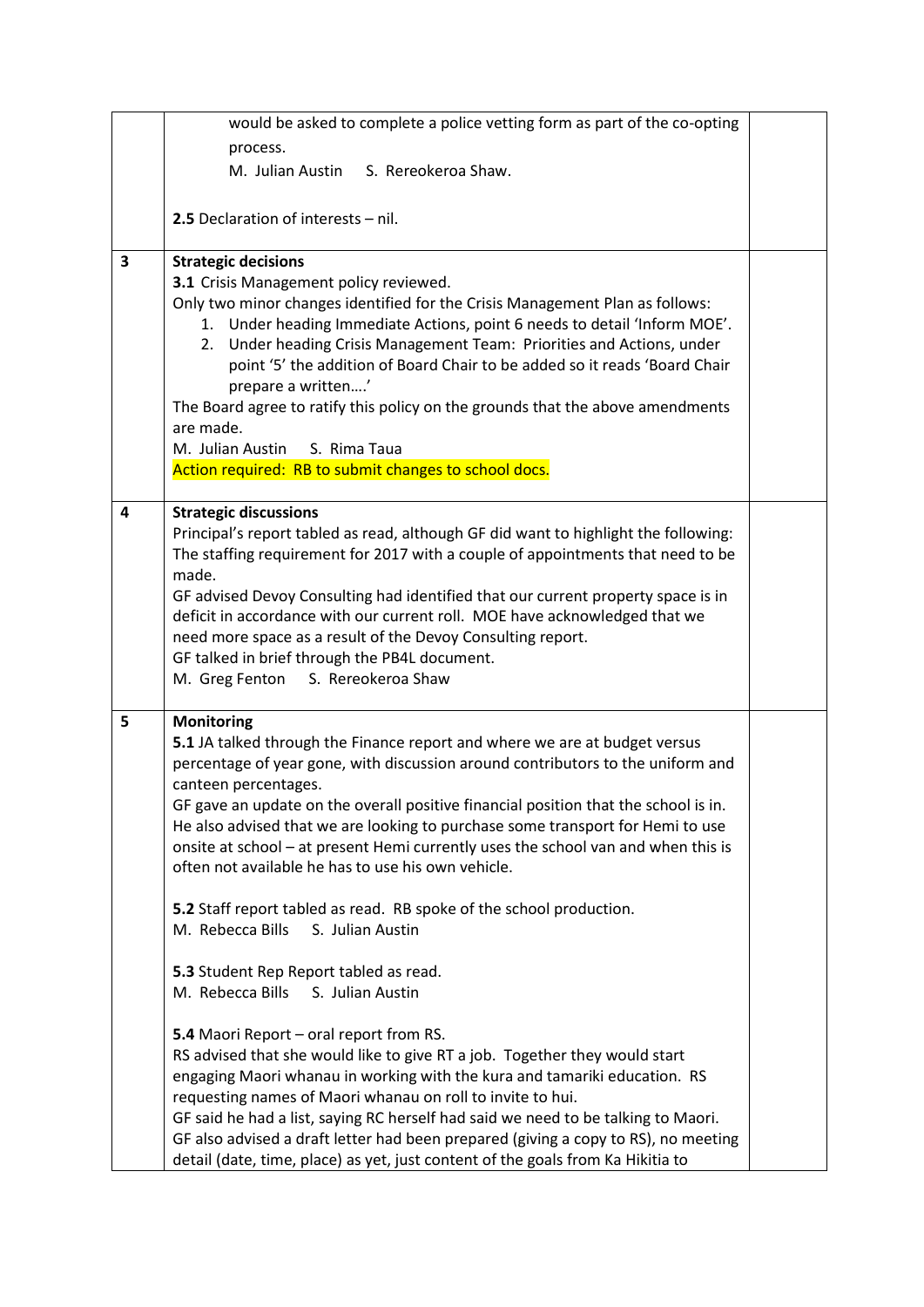| | | |
|---|---|---|
| | would be asked to complete a police vetting form as part of the co-opting process.<br>M. Julian Austin S. Rereokeroa Shaw.<br><br>**2.5** Declaration of interests – nil. | |
| **3** | **Strategic decisions**<br>**3.1** Crisis Management policy reviewed.<br>Only two minor changes identified for the Crisis Management Plan as follows:<br>1. Under heading Immediate Actions, point 6 needs to detail 'Inform MOE'.<br>2. Under heading Crisis Management Team: Priorities and Actions, under point '5' the addition of Board Chair to be added so it reads 'Board Chair prepare a written….'<br>The Board agree to ratify this policy on the grounds that the above amendments are made.<br>M. Julian Austin S. Rima Taua<br>Action required: RB to submit changes to school docs. | |
| **4** | **Strategic discussions**<br>Principal's report tabled as read, although GF did want to highlight the following: The staffing requirement for 2017 with a couple of appointments that need to be made.<br>GF advised Devoy Consulting had identified that our current property space is in deficit in accordance with our current roll. MOE have acknowledged that we need more space as a result of the Devoy Consulting report.<br>GF talked in brief through the PB4L document.<br>M. Greg Fenton S. Rereokeroa Shaw | |
| **5** | **Monitoring**<br>**5.1** JA talked through the Finance report and where we are at budget versus percentage of year gone, with discussion around contributors to the uniform and canteen percentages.<br>GF gave an update on the overall positive financial position that the school is in. He also advised that we are looking to purchase some transport for Hemi to use onsite at school – at present Hemi currently uses the school van and when this is often not available he has to use his own vehicle.<br><br>**5.2** Staff report tabled as read. RB spoke of the school production.<br>M. Rebecca Bills S. Julian Austin<br><br>**5.3** Student Rep Report tabled as read.<br>M. Rebecca Bills S. Julian Austin<br><br>**5.4** Maori Report – oral report from RS.<br>RS advised that she would like to give RT a job. Together they would start engaging Maori whanau in working with the kura and tamariki education. RS requesting names of Maori whanau on roll to invite to hui.<br>GF said he had a list, saying RC herself had said we need to be talking to Maori. GF also advised a draft letter had been prepared (giving a copy to RS), no meeting detail (date, time, place) as yet, just content of the goals from Ka Hikitia to | |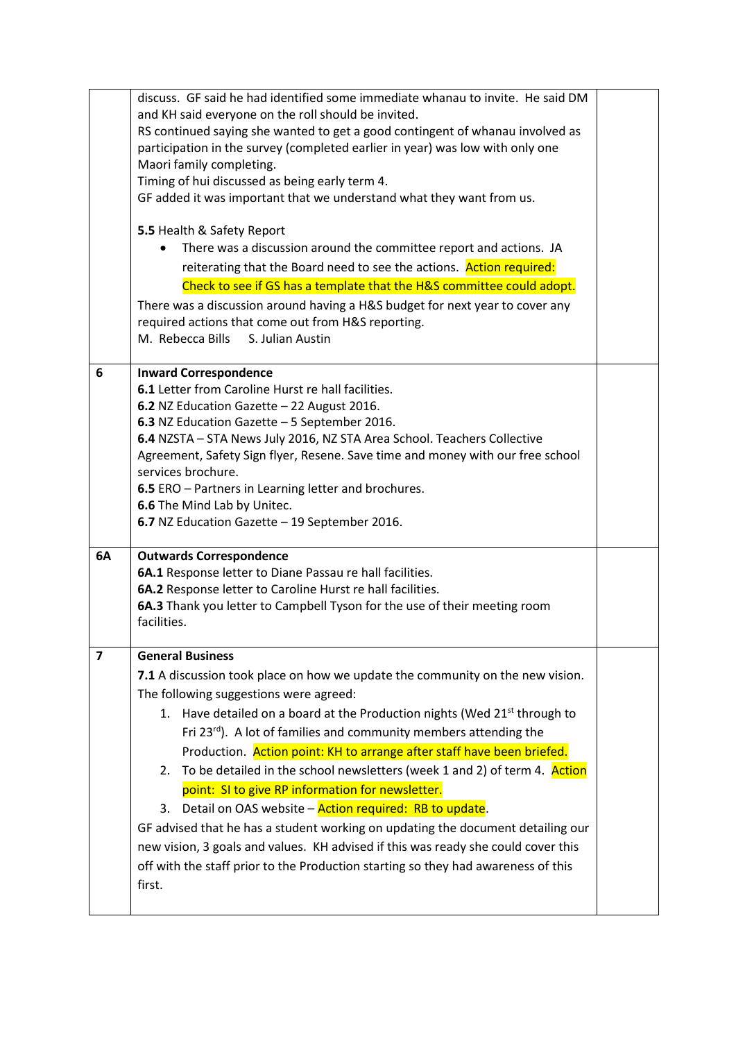| | | |
|---|---|---|
| | discuss. GF said he had identified some immediate whanau to invite. He said DM and KH said everyone on the roll should be invited.<br>RS continued saying she wanted to get a good contingent of whanau involved as participation in the survey (completed earlier in year) was low with only one Maori family completing.<br>Timing of hui discussed as being early term 4.<br>GF added it was important that we understand what they want from us.<br><br>**5.5** Health & Safety Report<br>• There was a discussion around the committee report and actions. JA reiterating that the Board need to see the actions. Action required: Check to see if GS has a template that the H&S committee could adopt.<br>There was a discussion around having a H&S budget for next year to cover any required actions that come out from H&S reporting.<br>M. Rebecca Bills S. Julian Austin | |
| **6** | **Inward Correspondence**<br>**6.1** Letter from Caroline Hurst re hall facilities.<br>**6.2** NZ Education Gazette – 22 August 2016.<br>**6.3** NZ Education Gazette – 5 September 2016.<br>**6.4** NZSTA – STA News July 2016, NZ STA Area School. Teachers Collective Agreement, Safety Sign flyer, Resene. Save time and money with our free school services brochure.<br>**6.5** ERO – Partners in Learning letter and brochures.<br>**6.6** The Mind Lab by Unitec.<br>**6.7** NZ Education Gazette – 19 September 2016. | |
| **6A** | **Outwards Correspondence**<br>**6A.1** Response letter to Diane Passau re hall facilities.<br>**6A.2** Response letter to Caroline Hurst re hall facilities.<br>**6A.3** Thank you letter to Campbell Tyson for the use of their meeting room facilities. | |
| **7** | **General Business**<br>**7.1** A discussion took place on how we update the community on the new vision. The following suggestions were agreed:<br>1. Have detailed on a board at the Production nights (Wed 21st through to Fri 23rd). A lot of families and community members attending the Production. Action point: KH to arrange after staff have been briefed.<br>2. To be detailed in the school newsletters (week 1 and 2) of term 4. Action point: SI to give RP information for newsletter.<br>3. Detail on OAS website – Action required: RB to update.<br>GF advised that he has a student working on updating the document detailing our new vision, 3 goals and values. KH advised if this was ready she could cover this off with the staff prior to the Production starting so they had awareness of this first. | |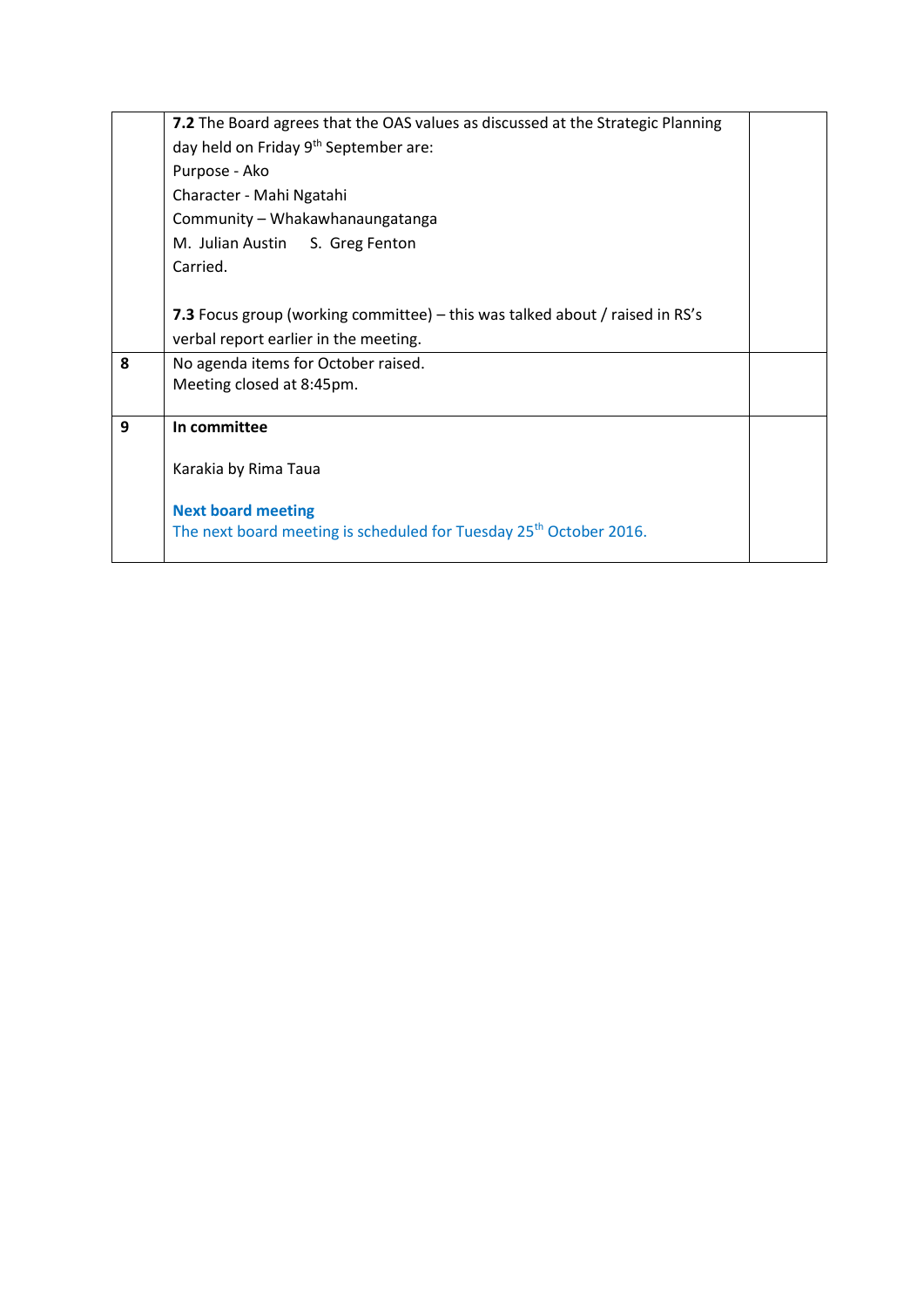| | | |
|---|---|---|
| | **7.2** The Board agrees that the OAS values as discussed at the Strategic Planning day held on Friday 9th September are:<br>Purpose - Ako<br>Character - Mahi Ngatahi<br>Community – Whakawhanaungatanga<br>M. Julian Austin S. Greg Fenton<br>Carried.<br><br>**7.3** Focus group (working committee) – this was talked about / raised in RS's verbal report earlier in the meeting. | |
| **8** | No agenda items for October raised.<br>Meeting closed at 8:45pm. | |
| **9** | **In committee**<br><br>Karakia by Rima Taua<br><br>**Next board meeting**<br>The next board meeting is scheduled for Tuesday 25th October 2016. | |